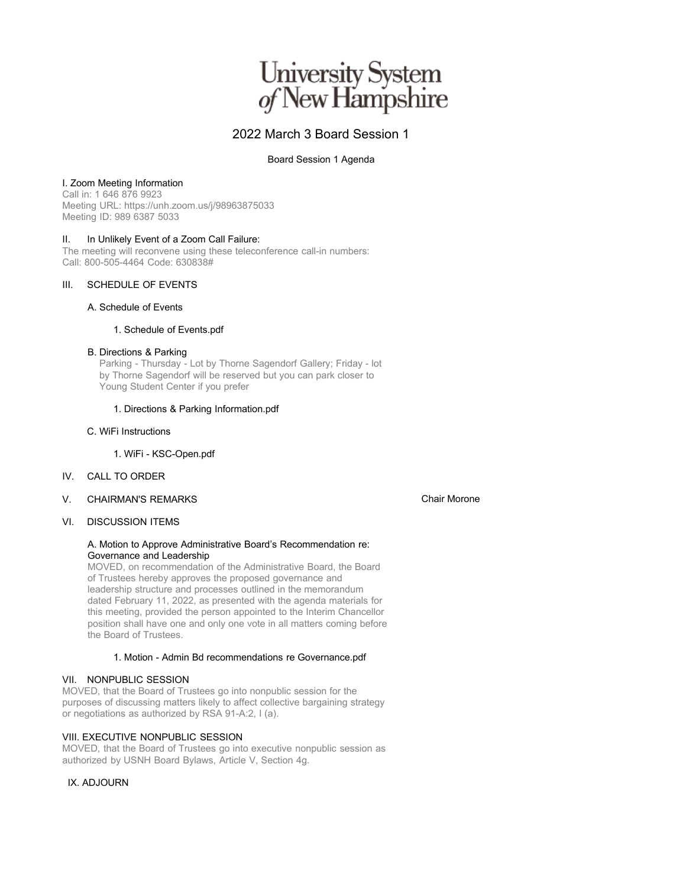# University System of New Hampshire

## 2022 March 3 Board Session 1

### Board Session 1 Agenda

I. Zoom Meeting Information

Call in: 1 646 876 9923
Meeting URL: https://unh.zoom.us/j/98963875033
Meeting ID: 989 6387 5033

II. In Unlikely Event of a Zoom Call Failure:

The meeting will reconvene using these teleconference call-in numbers:
Call: 800-505-4464 Code: 630838#

III. SCHEDULE OF EVENTS

A. Schedule of Events

1. Schedule of Events.pdf

B. Directions & Parking

Parking - Thursday - Lot by Thorne Sagendorf Gallery; Friday - lot by Thorne Sagendorf will be reserved but you can park closer to Young Student Center if you prefer

1. Directions & Parking Information.pdf

C. WiFi Instructions

1. WiFi - KSC-Open.pdf

IV. CALL TO ORDER

V. CHAIRMAN'S REMARKS — Chair Morone

VI. DISCUSSION ITEMS

A. Motion to Approve Administrative Board's Recommendation re: Governance and Leadership

MOVED, on recommendation of the Administrative Board, the Board of Trustees hereby approves the proposed governance and leadership structure and processes outlined in the memorandum dated February 11, 2022, as presented with the agenda materials for this meeting, provided the person appointed to the Interim Chancellor position shall have one and only one vote in all matters coming before the Board of Trustees.

1. Motion - Admin Bd recommendations re Governance.pdf

VII. NONPUBLIC SESSION

MOVED, that the Board of Trustees go into nonpublic session for the purposes of discussing matters likely to affect collective bargaining strategy or negotiations as authorized by RSA 91-A:2, I (a).

VIII. EXECUTIVE NONPUBLIC SESSION

MOVED, that the Board of Trustees go into executive nonpublic session as authorized by USNH Board Bylaws, Article V, Section 4g.

IX. ADJOURN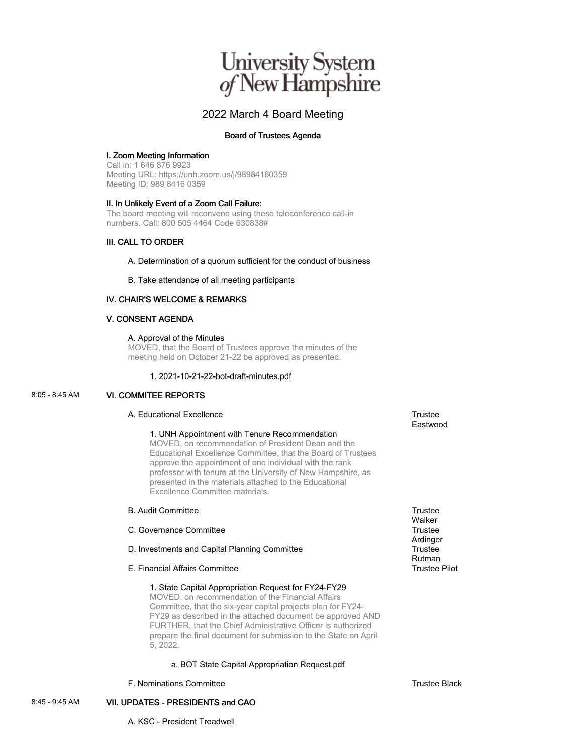# University System of New Hampshire

## 2022 March 4 Board Meeting

### Board of Trustees Agenda

**I. Zoom Meeting Information**

Call in: 1 646 876 9923
Meeting URL: https://unh.zoom.us/j/98984160359
Meeting ID: 989 8416 0359

**II. In Unlikely Event of a Zoom Call Failure:**

The board meeting will reconvene using these teleconference call-in numbers. Call: 800 505 4464 Code 630838#

**III. CALL TO ORDER**

A. Determination of a quorum sufficient for the conduct of business

B. Take attendance of all meeting participants

**IV. CHAIR'S WELCOME & REMARKS**

**V. CONSENT AGENDA**

A. Approval of the Minutes
MOVED, that the Board of Trustees approve the minutes of the meeting held on October 21-22 be approved as presented.

1. 2021-10-21-22-bot-draft-minutes.pdf

8:05 - 8:45 AM **VI. COMMITEE REPORTS**

A. Educational Excellence — Trustee Eastwood

1. UNH Appointment with Tenure Recommendation
MOVED, on recommendation of President Dean and the Educational Excellence Committee, that the Board of Trustees approve the appointment of one individual with the rank professor with tenure at the University of New Hampshire, as presented in the materials attached to the Educational Excellence Committee materials.

B. Audit Committee — Trustee Walker

C. Governance Committee — Trustee Ardinger

D. Investments and Capital Planning Committee — Trustee Rutman

E. Financial Affairs Committee — Trustee Pilot

1. State Capital Appropriation Request for FY24-FY29
MOVED, on recommendation of the Financial Affairs Committee, that the six-year capital projects plan for FY24-FY29 as described in the attached document be approved AND FURTHER, that the Chief Administrative Officer is authorized prepare the final document for submission to the State on April 5, 2022.

a. BOT State Capital Appropriation Request.pdf

F. Nominations Committee — Trustee Black

8:45 - 9:45 AM **VII. UPDATES - PRESIDENTS and CAO**

A. KSC - President Treadwell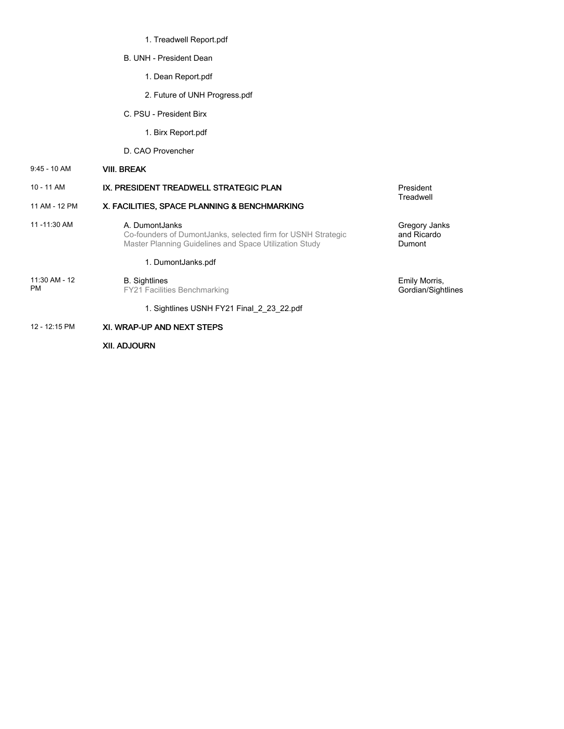1. Treadwell Report.pdf

B. UNH - President Dean

1. Dean Report.pdf
2. Future of UNH Progress.pdf

C. PSU - President Birx

1. Birx Report.pdf

D. CAO Provencher

9:45 - 10 AM **VIII. BREAK**

10 - 11 AM **IX. PRESIDENT TREADWELL STRATEGIC PLAN** — President Treadwell

11 AM - 12 PM **X. FACILITIES, SPACE PLANNING & BENCHMARKING**

11 -11:30 AM A. DumontJanks — Gregory Janks and Ricardo Dumont

Co-founders of DumontJanks, selected firm for USNH Strategic Master Planning Guidelines and Space Utilization Study

1. DumontJanks.pdf

11:30 AM - 12 PM B. Sightlines — Emily Morris, Gordian/Sightlines

FY21 Facilities Benchmarking

1. Sightlines USNH FY21 Final_2_23_22.pdf

12 - 12:15 PM **XI. WRAP-UP AND NEXT STEPS**

**XII. ADJOURN**